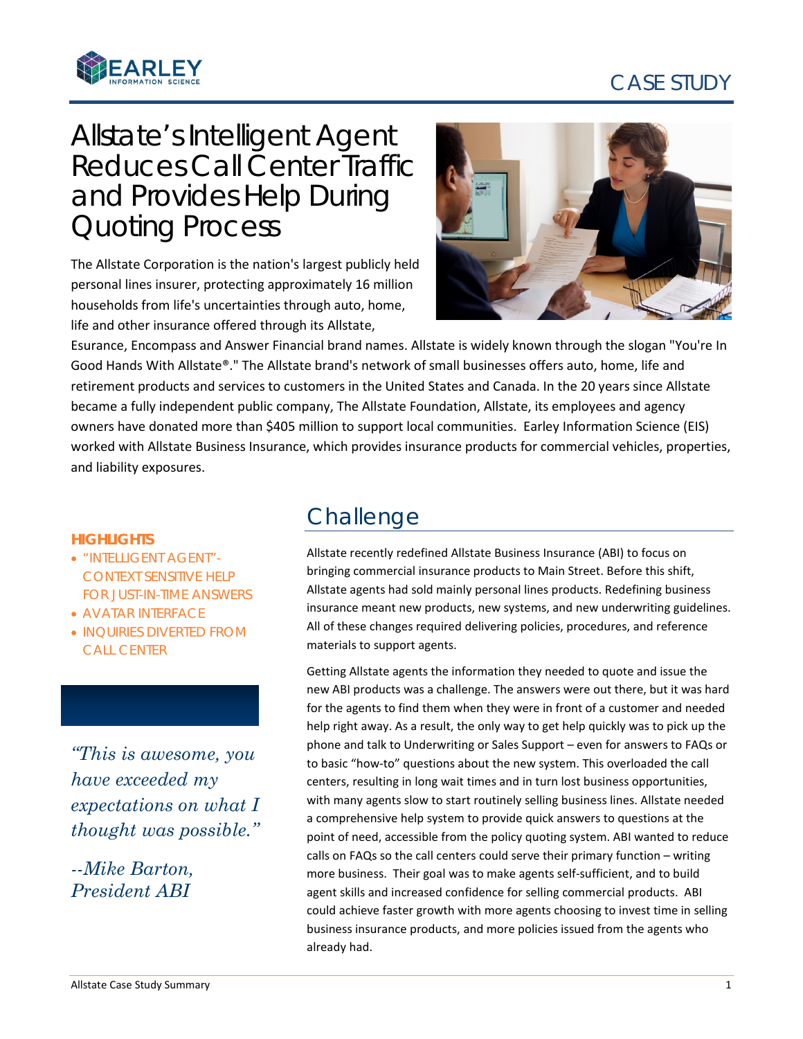CASE STUDY

# Allstate's Intelligent Agent Reduces Call Center Traffic and Provides Help During Quoting Process

The Allstate Corporation is the nation's largest publicly held personal lines insurer, protecting approximately 16 million households from life's uncertainties through auto, home, life and other insurance offered through its Allstate, Esurance, Encompass and Answer Financial brand names. Allstate is widely known through the slogan "You're In Good Hands With Allstate®." The Allstate brand's network of small businesses offers auto, home, life and retirement products and services to customers in the United States and Canada. In the 20 years since Allstate became a fully independent public company, The Allstate Foundation, Allstate, its employees and agency owners have donated more than $405 million to support local communities. Earley Information Science (EIS) worked with Allstate Business Insurance, which provides insurance products for commercial vehicles, properties, and liability exposures.

**HIGHLIGHTS**

- "INTELLIGENT AGENT"- CONTEXT SENSITIVE HELP FOR JUST-IN-TIME ANSWERS
- AVATAR INTERFACE
- INQUIRIES DIVERTED FROM CALL CENTER

*"This is awesome, you have exceeded my expectations on what I thought was possible."*

*--Mike Barton, President ABI*

## Challenge

Allstate recently redefined Allstate Business Insurance (ABI) to focus on bringing commercial insurance products to Main Street. Before this shift, Allstate agents had sold mainly personal lines products. Redefining business insurance meant new products, new systems, and new underwriting guidelines. All of these changes required delivering policies, procedures, and reference materials to support agents.

Getting Allstate agents the information they needed to quote and issue the new ABI products was a challenge. The answers were out there, but it was hard for the agents to find them when they were in front of a customer and needed help right away. As a result, the only way to get help quickly was to pick up the phone and talk to Underwriting or Sales Support – even for answers to FAQs or to basic "how-to" questions about the new system. This overloaded the call centers, resulting in long wait times and in turn lost business opportunities, with many agents slow to start routinely selling business lines. Allstate needed a comprehensive help system to provide quick answers to questions at the point of need, accessible from the policy quoting system. ABI wanted to reduce calls on FAQs so the call centers could serve their primary function – writing more business. Their goal was to make agents self-sufficient, and to build agent skills and increased confidence for selling commercial products. ABI could achieve faster growth with more agents choosing to invest time in selling business insurance products, and more policies issued from the agents who already had.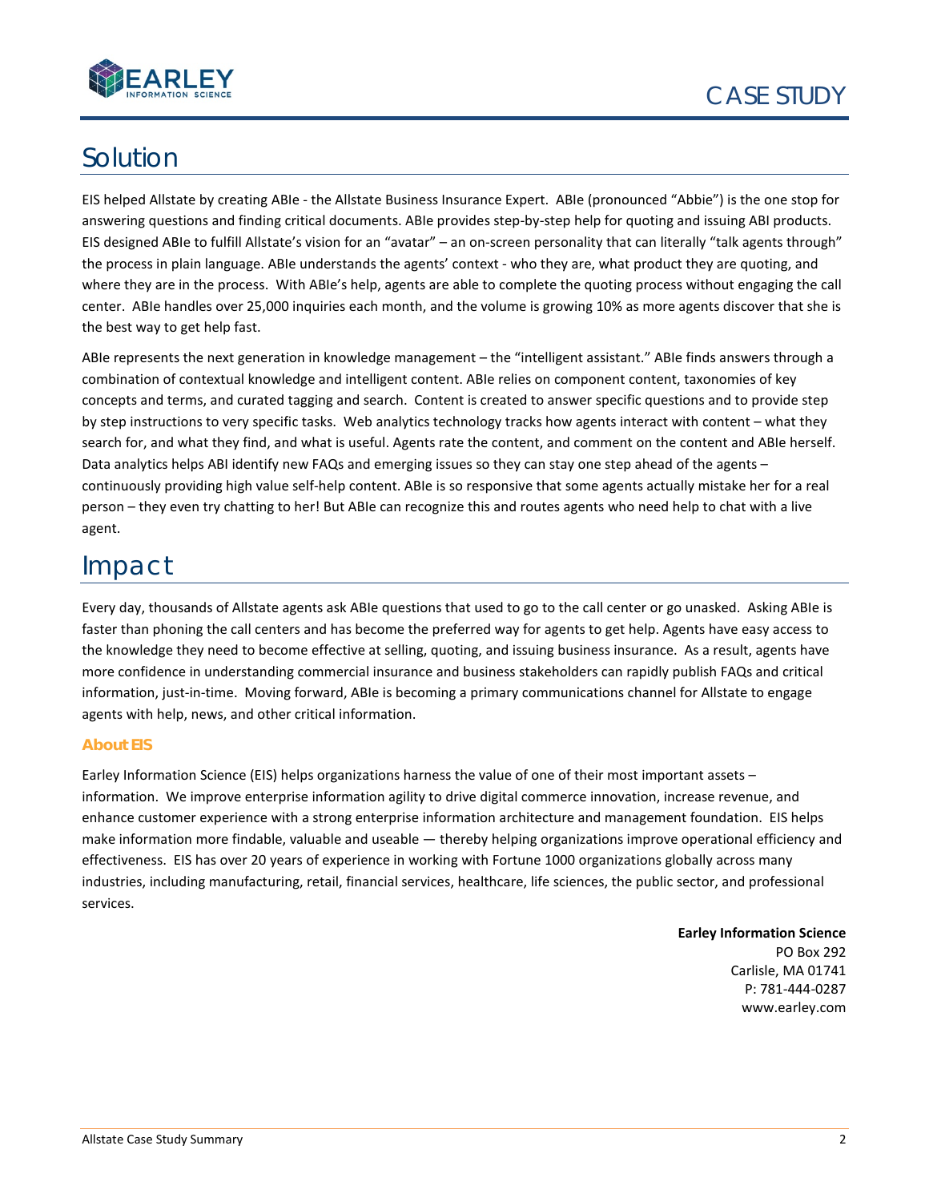## Solution

EIS helped Allstate by creating ABIe - the Allstate Business Insurance Expert. ABIe (pronounced "Abbie") is the one stop for answering questions and finding critical documents. ABIe provides step-by-step help for quoting and issuing ABI products. EIS designed ABIe to fulfill Allstate's vision for an "avatar" – an on-screen personality that can literally "talk agents through" the process in plain language. ABIe understands the agents' context - who they are, what product they are quoting, and where they are in the process. With ABIe's help, agents are able to complete the quoting process without engaging the call center. ABIe handles over 25,000 inquiries each month, and the volume is growing 10% as more agents discover that she is the best way to get help fast.

ABIe represents the next generation in knowledge management – the "intelligent assistant." ABIe finds answers through a combination of contextual knowledge and intelligent content. ABIe relies on component content, taxonomies of key concepts and terms, and curated tagging and search. Content is created to answer specific questions and to provide step by step instructions to very specific tasks. Web analytics technology tracks how agents interact with content – what they search for, and what they find, and what is useful. Agents rate the content, and comment on the content and ABIe herself. Data analytics helps ABI identify new FAQs and emerging issues so they can stay one step ahead of the agents – continuously providing high value self-help content. ABIe is so responsive that some agents actually mistake her for a real person – they even try chatting to her! But ABIe can recognize this and routes agents who need help to chat with a live agent.

## Impact

Every day, thousands of Allstate agents ask ABIe questions that used to go to the call center or go unasked. Asking ABIe is faster than phoning the call centers and has become the preferred way for agents to get help. Agents have easy access to the knowledge they need to become effective at selling, quoting, and issuing business insurance. As a result, agents have more confidence in understanding commercial insurance and business stakeholders can rapidly publish FAQs and critical information, just-in-time. Moving forward, ABIe is becoming a primary communications channel for Allstate to engage agents with help, news, and other critical information.

### About EIS

Earley Information Science (EIS) helps organizations harness the value of one of their most important assets – information. We improve enterprise information agility to drive digital commerce innovation, increase revenue, and enhance customer experience with a strong enterprise information architecture and management foundation. EIS helps make information more findable, valuable and useable — thereby helping organizations improve operational efficiency and effectiveness. EIS has over 20 years of experience in working with Fortune 1000 organizations globally across many industries, including manufacturing, retail, financial services, healthcare, life sciences, the public sector, and professional services.

**Earley Information Science**
PO Box 292
Carlisle, MA 01741
P: 781-444-0287
www.earley.com